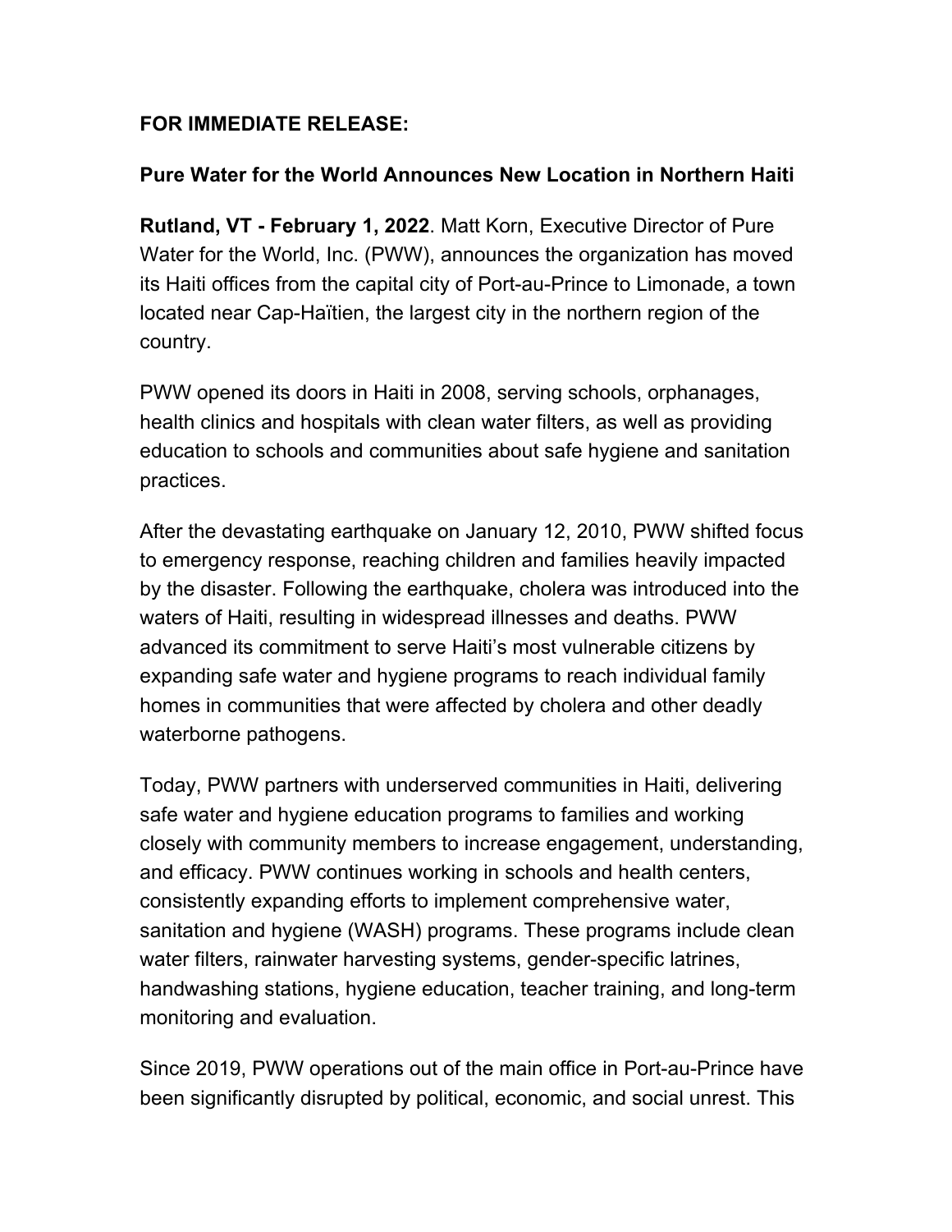**FOR IMMEDIATE RELEASE:**

**Pure Water for the World Announces New Location in Northern Haiti**

**Rutland, VT - February 1, 2022**. Matt Korn, Executive Director of Pure Water for the World, Inc. (PWW), announces the organization has moved its Haiti offices from the capital city of Port-au-Prince to Limonade, a town located near Cap-Haïtien, the largest city in the northern region of the country.

PWW opened its doors in Haiti in 2008, serving schools, orphanages, health clinics and hospitals with clean water filters, as well as providing education to schools and communities about safe hygiene and sanitation practices.

After the devastating earthquake on January 12, 2010, PWW shifted focus to emergency response, reaching children and families heavily impacted by the disaster. Following the earthquake, cholera was introduced into the waters of Haiti, resulting in widespread illnesses and deaths. PWW advanced its commitment to serve Haiti's most vulnerable citizens by expanding safe water and hygiene programs to reach individual family homes in communities that were affected by cholera and other deadly waterborne pathogens.

Today, PWW partners with underserved communities in Haiti, delivering safe water and hygiene education programs to families and working closely with community members to increase engagement, understanding, and efficacy. PWW continues working in schools and health centers, consistently expanding efforts to implement comprehensive water, sanitation and hygiene (WASH) programs. These programs include clean water filters, rainwater harvesting systems, gender-specific latrines, handwashing stations, hygiene education, teacher training, and long-term monitoring and evaluation.

Since 2019, PWW operations out of the main office in Port-au-Prince have been significantly disrupted by political, economic, and social unrest. This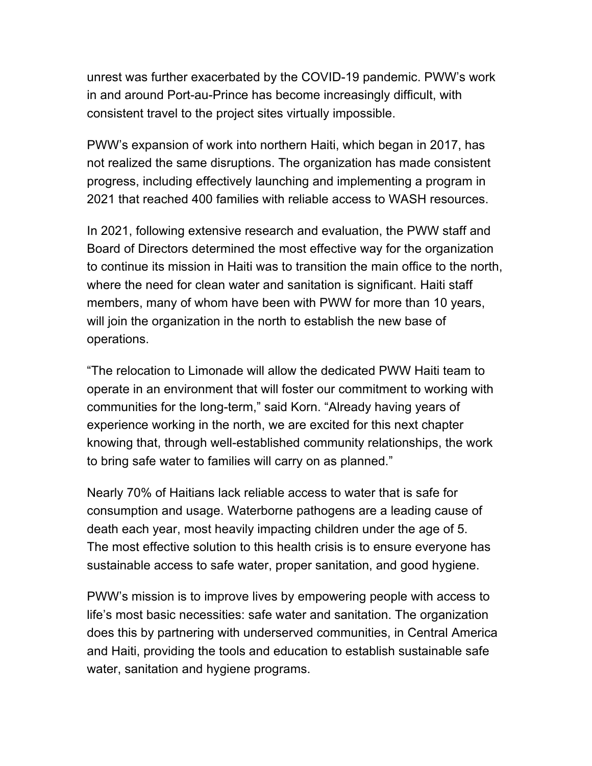unrest was further exacerbated by the COVID-19 pandemic. PWW's work in and around Port-au-Prince has become increasingly difficult, with consistent travel to the project sites virtually impossible.

PWW's expansion of work into northern Haiti, which began in 2017, has not realized the same disruptions. The organization has made consistent progress, including effectively launching and implementing a program in 2021 that reached 400 families with reliable access to WASH resources.

In 2021, following extensive research and evaluation, the PWW staff and Board of Directors determined the most effective way for the organization to continue its mission in Haiti was to transition the main office to the north, where the need for clean water and sanitation is significant. Haiti staff members, many of whom have been with PWW for more than 10 years, will join the organization in the north to establish the new base of operations.

"The relocation to Limonade will allow the dedicated PWW Haiti team to operate in an environment that will foster our commitment to working with communities for the long-term," said Korn. "Already having years of experience working in the north, we are excited for this next chapter knowing that, through well-established community relationships, the work to bring safe water to families will carry on as planned."

Nearly 70% of Haitians lack reliable access to water that is safe for consumption and usage. Waterborne pathogens are a leading cause of death each year, most heavily impacting children under the age of 5. The most effective solution to this health crisis is to ensure everyone has sustainable access to safe water, proper sanitation, and good hygiene.

PWW's mission is to improve lives by empowering people with access to life's most basic necessities: safe water and sanitation. The organization does this by partnering with underserved communities, in Central America and Haiti, providing the tools and education to establish sustainable safe water, sanitation and hygiene programs.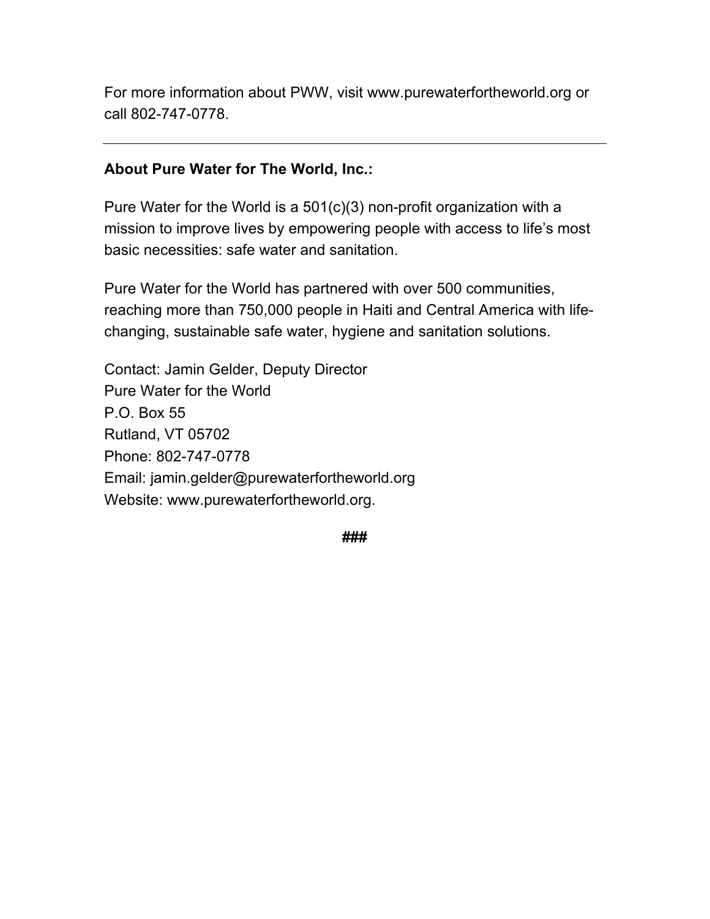For more information about PWW, visit www.purewaterfortheworld.org or call 802-747-0778.

---

**About Pure Water for The World, Inc.:**

Pure Water for the World is a 501(c)(3) non-profit organization with a mission to improve lives by empowering people with access to life's most basic necessities: safe water and sanitation.

Pure Water for the World has partnered with over 500 communities, reaching more than 750,000 people in Haiti and Central America with life-changing, sustainable safe water, hygiene and sanitation solutions.

Contact: Jamin Gelder, Deputy Director
Pure Water for the World
P.O. Box 55
Rutland, VT 05702
Phone: 802-747-0778
Email: jamin.gelder@purewaterfortheworld.org
Website: www.purewaterfortheworld.org.

**###**